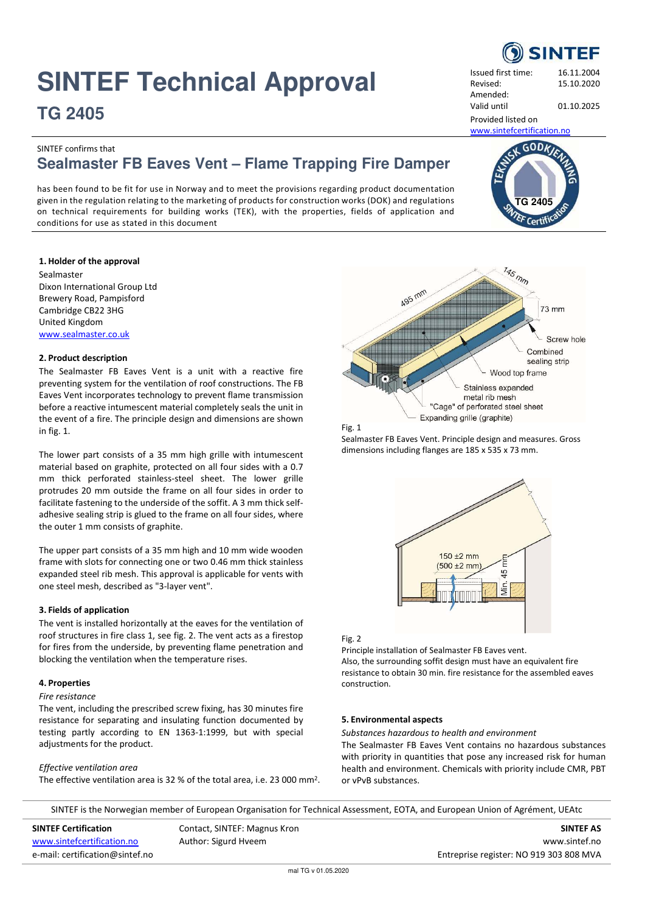# SINTEF Technical Approval

## TG 2405

SINTEF

Issued first time: 16.11.2004
Revised: 15.10.2020
Amended:
Valid until 01.10.2025
Provided listed on www.sintefcertification.no

SINTEF confirms that

## Sealmaster FB Eaves Vent – Flame Trapping Fire Damper

has been found to be fit for use in Norway and to meet the provisions regarding product documentation given in the regulation relating to the marketing of products for construction works (DOK) and regulations on technical requirements for building works (TEK), with the properties, fields of application and conditions for use as stated in this document

### 1. Holder of the approval

Sealmaster
Dixon International Group Ltd
Brewery Road, Pampisford
Cambridge CB22 3HG
United Kingdom
www.sealmaster.co.uk

### 2. Product description

The Sealmaster FB Eaves Vent is a unit with a reactive fire preventing system for the ventilation of roof constructions. The FB Eaves Vent incorporates technology to prevent flame transmission before a reactive intumescent material completely seals the unit in the event of a fire. The principle design and dimensions are shown in fig. 1.

The lower part consists of a 35 mm high grille with intumescent material based on graphite, protected on all four sides with a 0.7 mm thick perforated stainless-steel sheet. The lower grille protrudes 20 mm outside the frame on all four sides in order to facilitate fastening to the underside of the soffit. A 3 mm thick self-adhesive sealing strip is glued to the frame on all four sides, where the outer 1 mm consists of graphite.

The upper part consists of a 35 mm high and 10 mm wide wooden frame with slots for connecting one or two 0.46 mm thick stainless expanded steel rib mesh. This approval is applicable for vents with one steel mesh, described as "3-layer vent".

### 3. Fields of application

The vent is installed horizontally at the eaves for the ventilation of roof structures in fire class 1, see fig. 2. The vent acts as a firestop for fires from the underside, by preventing flame penetration and blocking the ventilation when the temperature rises.

### 4. Properties

*Fire resistance*

The vent, including the prescribed screw fixing, has 30 minutes fire resistance for separating and insulating function documented by testing partly according to EN 1363-1:1999, but with special adjustments for the product.

*Effective ventilation area*

The effective ventilation area is 32 % of the total area, i.e. 23 000 mm$^2$.

Fig. 1

Sealmaster FB Eaves Vent. Principle design and measures. Gross dimensions including flanges are 185 x 535 x 73 mm.

Fig. 2

Principle installation of Sealmaster FB Eaves vent.
Also, the surrounding soffit design must have an equivalent fire resistance to obtain 30 min. fire resistance for the assembled eaves construction.

### 5. Environmental aspects

*Substances hazardous to health and environment*

The Sealmaster FB Eaves Vent contains no hazardous substances with priority in quantities that pose any increased risk for human health and environment. Chemicals with priority include CMR, PBT or vPvB substances.

SINTEF is the Norwegian member of European Organisation for Technical Assessment, EOTA, and European Union of Agrément, UEAtc

**SINTEF Certification**
www.sintefcertification.no
e-mail: certification@sintef.no

Contact, SINTEF: Magnus Kron
Author: Sigurd Hveem

**SINTEF AS**
www.sintef.no
Entreprise register: NO 919 303 808 MVA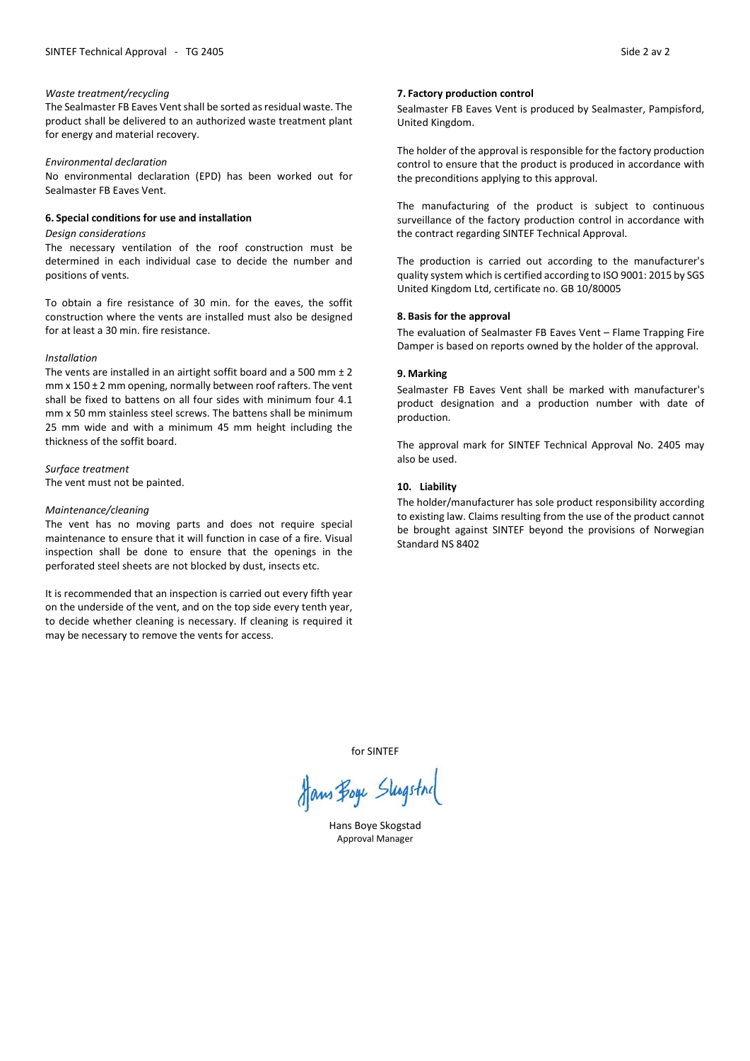*Waste treatment/recycling*

The Sealmaster FB Eaves Vent shall be sorted as residual waste. The product shall be delivered to an authorized waste treatment plant for energy and material recovery.

*Environmental declaration*

No environmental declaration (EPD) has been worked out for Sealmaster FB Eaves Vent.

### 6. Special conditions for use and installation

*Design considerations*

The necessary ventilation of the roof construction must be determined in each individual case to decide the number and positions of vents.

To obtain a fire resistance of 30 min. for the eaves, the soffit construction where the vents are installed must also be designed for at least a 30 min. fire resistance.

*Installation*

The vents are installed in an airtight soffit board and a 500 mm ± 2 mm x 150 ± 2 mm opening, normally between roof rafters. The vent shall be fixed to battens on all four sides with minimum four 4.1 mm x 50 mm stainless steel screws. The battens shall be minimum 25 mm wide and with a minimum 45 mm height including the thickness of the soffit board.

*Surface treatment*

The vent must not be painted.

*Maintenance/cleaning*

The vent has no moving parts and does not require special maintenance to ensure that it will function in case of a fire. Visual inspection shall be done to ensure that the openings in the perforated steel sheets are not blocked by dust, insects etc.

It is recommended that an inspection is carried out every fifth year on the underside of the vent, and on the top side every tenth year, to decide whether cleaning is necessary. If cleaning is required it may be necessary to remove the vents for access.

### 7. Factory production control

Sealmaster FB Eaves Vent is produced by Sealmaster, Pampisford, United Kingdom.

The holder of the approval is responsible for the factory production control to ensure that the product is produced in accordance with the preconditions applying to this approval.

The manufacturing of the product is subject to continuous surveillance of the factory production control in accordance with the contract regarding SINTEF Technical Approval.

The production is carried out according to the manufacturer's quality system which is certified according to ISO 9001: 2015 by SGS United Kingdom Ltd, certificate no. GB 10/80005

### 8. Basis for the approval

The evaluation of Sealmaster FB Eaves Vent – Flame Trapping Fire Damper is based on reports owned by the holder of the approval.

### 9. Marking

Sealmaster FB Eaves Vent shall be marked with manufacturer's product designation and a production number with date of production.

The approval mark for SINTEF Technical Approval No. 2405 may also be used.

### 10. Liability

The holder/manufacturer has sole product responsibility according to existing law. Claims resulting from the use of the product cannot be brought against SINTEF beyond the provisions of Norwegian Standard NS 8402

for SINTEF

Hans Boye Skogstad
Approval Manager